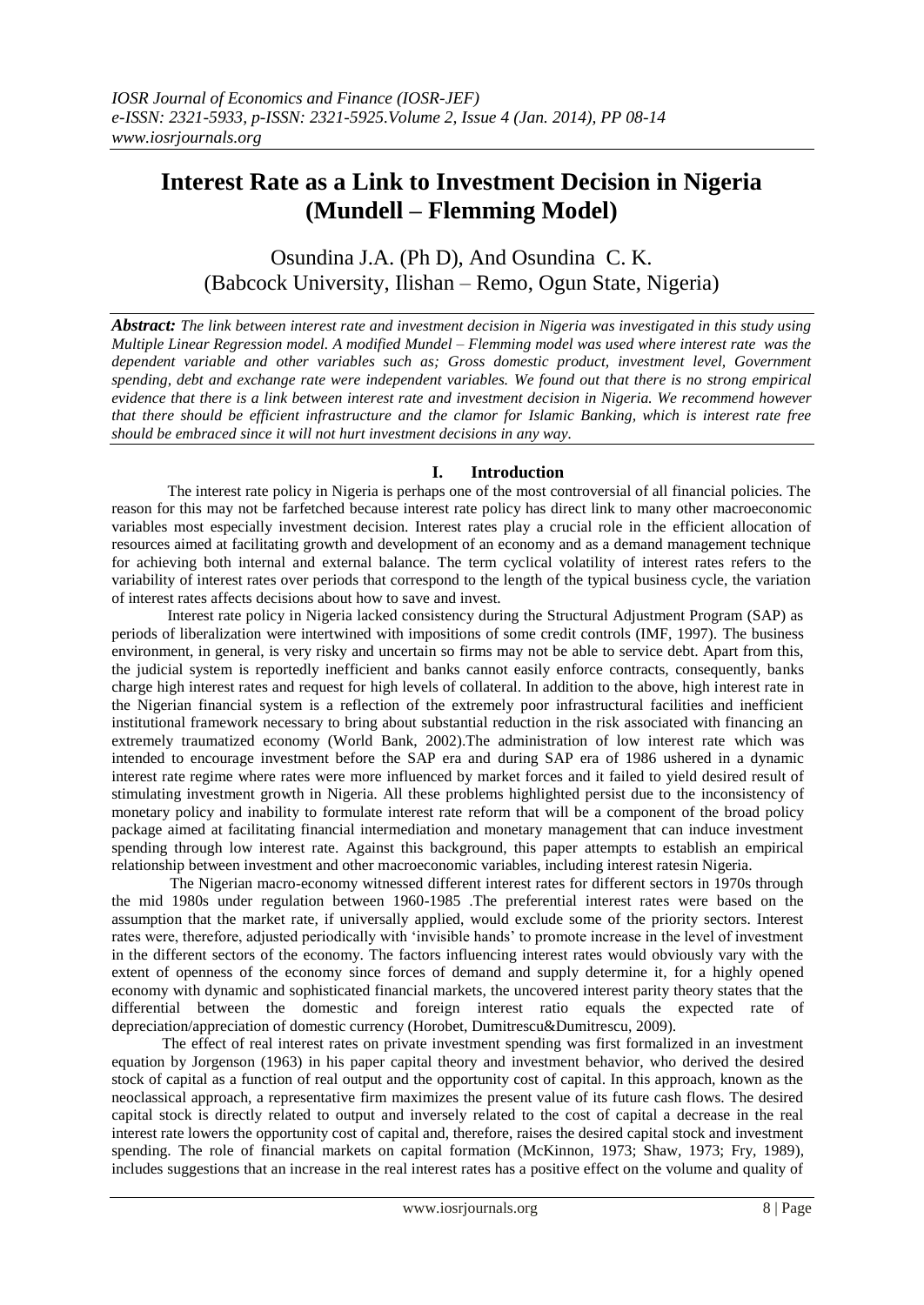# Interest Rate as a Link to Investment Decision in Nigeria (Mundell – Flemming Model)

Osundina J.A. (Ph D), And Osundina C. K.
(Babcock University, Ilishan – Remo, Ogun State, Nigeria)

***Abstract:*** *The link between interest rate and investment decision in Nigeria was investigated in this study using Multiple Linear Regression model. A modified Mundel – Flemming model was used where interest rate was the dependent variable and other variables such as; Gross domestic product, investment level, Government spending, debt and exchange rate were independent variables. We found out that there is no strong empirical evidence that there is a link between interest rate and investment decision in Nigeria. We recommend however that there should be efficient infrastructure and the clamor for Islamic Banking, which is interest rate free should be embraced since it will not hurt investment decisions in any way.*

## I. Introduction

The interest rate policy in Nigeria is perhaps one of the most controversial of all financial policies. The reason for this may not be farfetched because interest rate policy has direct link to many other macroeconomic variables most especially investment decision. Interest rates play a crucial role in the efficient allocation of resources aimed at facilitating growth and development of an economy and as a demand management technique for achieving both internal and external balance. The term cyclical volatility of interest rates refers to the variability of interest rates over periods that correspond to the length of the typical business cycle, the variation of interest rates affects decisions about how to save and invest.

Interest rate policy in Nigeria lacked consistency during the Structural Adjustment Program (SAP) as periods of liberalization were intertwined with impositions of some credit controls (IMF, 1997). The business environment, in general, is very risky and uncertain so firms may not be able to service debt. Apart from this, the judicial system is reportedly inefficient and banks cannot easily enforce contracts, consequently, banks charge high interest rates and request for high levels of collateral. In addition to the above, high interest rate in the Nigerian financial system is a reflection of the extremely poor infrastructural facilities and inefficient institutional framework necessary to bring about substantial reduction in the risk associated with financing an extremely traumatized economy (World Bank, 2002).The administration of low interest rate which was intended to encourage investment before the SAP era and during SAP era of 1986 ushered in a dynamic interest rate regime where rates were more influenced by market forces and it failed to yield desired result of stimulating investment growth in Nigeria. All these problems highlighted persist due to the inconsistency of monetary policy and inability to formulate interest rate reform that will be a component of the broad policy package aimed at facilitating financial intermediation and monetary management that can induce investment spending through low interest rate. Against this background, this paper attempts to establish an empirical relationship between investment and other macroeconomic variables, including interest ratesin Nigeria.

The Nigerian macro-economy witnessed different interest rates for different sectors in 1970s through the mid 1980s under regulation between 1960-1985 .The preferential interest rates were based on the assumption that the market rate, if universally applied, would exclude some of the priority sectors. Interest rates were, therefore, adjusted periodically with 'invisible hands' to promote increase in the level of investment in the different sectors of the economy. The factors influencing interest rates would obviously vary with the extent of openness of the economy since forces of demand and supply determine it, for a highly opened economy with dynamic and sophisticated financial markets, the uncovered interest parity theory states that the differential between the domestic and foreign interest ratio equals the expected rate of depreciation/appreciation of domestic currency (Horobet, Dumitrescu&Dumitrescu, 2009).

The effect of real interest rates on private investment spending was first formalized in an investment equation by Jorgenson (1963) in his paper capital theory and investment behavior, who derived the desired stock of capital as a function of real output and the opportunity cost of capital. In this approach, known as the neoclassical approach, a representative firm maximizes the present value of its future cash flows. The desired capital stock is directly related to output and inversely related to the cost of capital a decrease in the real interest rate lowers the opportunity cost of capital and, therefore, raises the desired capital stock and investment spending. The role of financial markets on capital formation (McKinnon, 1973; Shaw, 1973; Fry, 1989), includes suggestions that an increase in the real interest rates has a positive effect on the volume and quality of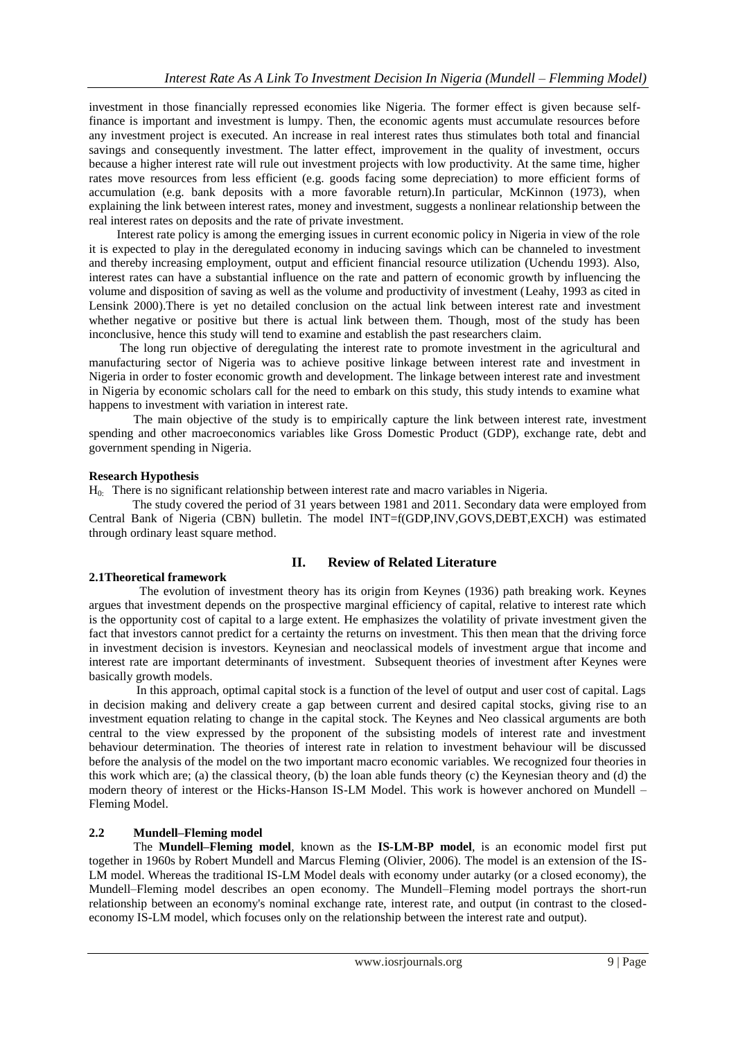investment in those financially repressed economies like Nigeria. The former effect is given because self-finance is important and investment is lumpy. Then, the economic agents must accumulate resources before any investment project is executed. An increase in real interest rates thus stimulates both total and financial savings and consequently investment. The latter effect, improvement in the quality of investment, occurs because a higher interest rate will rule out investment projects with low productivity. At the same time, higher rates move resources from less efficient (e.g. goods facing some depreciation) to more efficient forms of accumulation (e.g. bank deposits with a more favorable return).In particular, McKinnon (1973), when explaining the link between interest rates, money and investment, suggests a nonlinear relationship between the real interest rates on deposits and the rate of private investment.

Interest rate policy is among the emerging issues in current economic policy in Nigeria in view of the role it is expected to play in the deregulated economy in inducing savings which can be channeled to investment and thereby increasing employment, output and efficient financial resource utilization (Uchendu 1993). Also, interest rates can have a substantial influence on the rate and pattern of economic growth by influencing the volume and disposition of saving as well as the volume and productivity of investment (Leahy, 1993 as cited in Lensink 2000).There is yet no detailed conclusion on the actual link between interest rate and investment whether negative or positive but there is actual link between them. Though, most of the study has been inconclusive, hence this study will tend to examine and establish the past researchers claim.

The long run objective of deregulating the interest rate to promote investment in the agricultural and manufacturing sector of Nigeria was to achieve positive linkage between interest rate and investment in Nigeria in order to foster economic growth and development. The linkage between interest rate and investment in Nigeria by economic scholars call for the need to embark on this study, this study intends to examine what happens to investment with variation in interest rate.

The main objective of the study is to empirically capture the link between interest rate, investment spending and other macroeconomics variables like Gross Domestic Product (GDP), exchange rate, debt and government spending in Nigeria.

**Research Hypothesis**

$H_0$: There is no significant relationship between interest rate and macro variables in Nigeria.

The study covered the period of 31 years between 1981 and 2011. Secondary data were employed from Central Bank of Nigeria (CBN) bulletin. The model INT=f(GDP,INV,GOVS,DEBT,EXCH) was estimated through ordinary least square method.

## II. Review of Related Literature

### 2.1 Theoretical framework

The evolution of investment theory has its origin from Keynes (1936) path breaking work. Keynes argues that investment depends on the prospective marginal efficiency of capital, relative to interest rate which is the opportunity cost of capital to a large extent. He emphasizes the volatility of private investment given the fact that investors cannot predict for a certainty the returns on investment. This then mean that the driving force in investment decision is investors. Keynesian and neoclassical models of investment argue that income and interest rate are important determinants of investment. Subsequent theories of investment after Keynes were basically growth models.

In this approach, optimal capital stock is a function of the level of output and user cost of capital. Lags in decision making and delivery create a gap between current and desired capital stocks, giving rise to an investment equation relating to change in the capital stock. The Keynes and Neo classical arguments are both central to the view expressed by the proponent of the subsisting models of interest rate and investment behaviour determination. The theories of interest rate in relation to investment behaviour will be discussed before the analysis of the model on the two important macro economic variables. We recognized four theories in this work which are; (a) the classical theory, (b) the loan able funds theory (c) the Keynesian theory and (d) the modern theory of interest or the Hicks-Hanson IS-LM Model. This work is however anchored on Mundell – Fleming Model.

### 2.2 Mundell–Fleming model

The **Mundell–Fleming model**, known as the **IS-LM-BP model**, is an economic model first put together in 1960s by Robert Mundell and Marcus Fleming (Olivier, 2006). The model is an extension of the IS-LM model. Whereas the traditional IS-LM Model deals with economy under autarky (or a closed economy), the Mundell–Fleming model describes an open economy. The Mundell–Fleming model portrays the short-run relationship between an economy's nominal exchange rate, interest rate, and output (in contrast to the closed-economy IS-LM model, which focuses only on the relationship between the interest rate and output).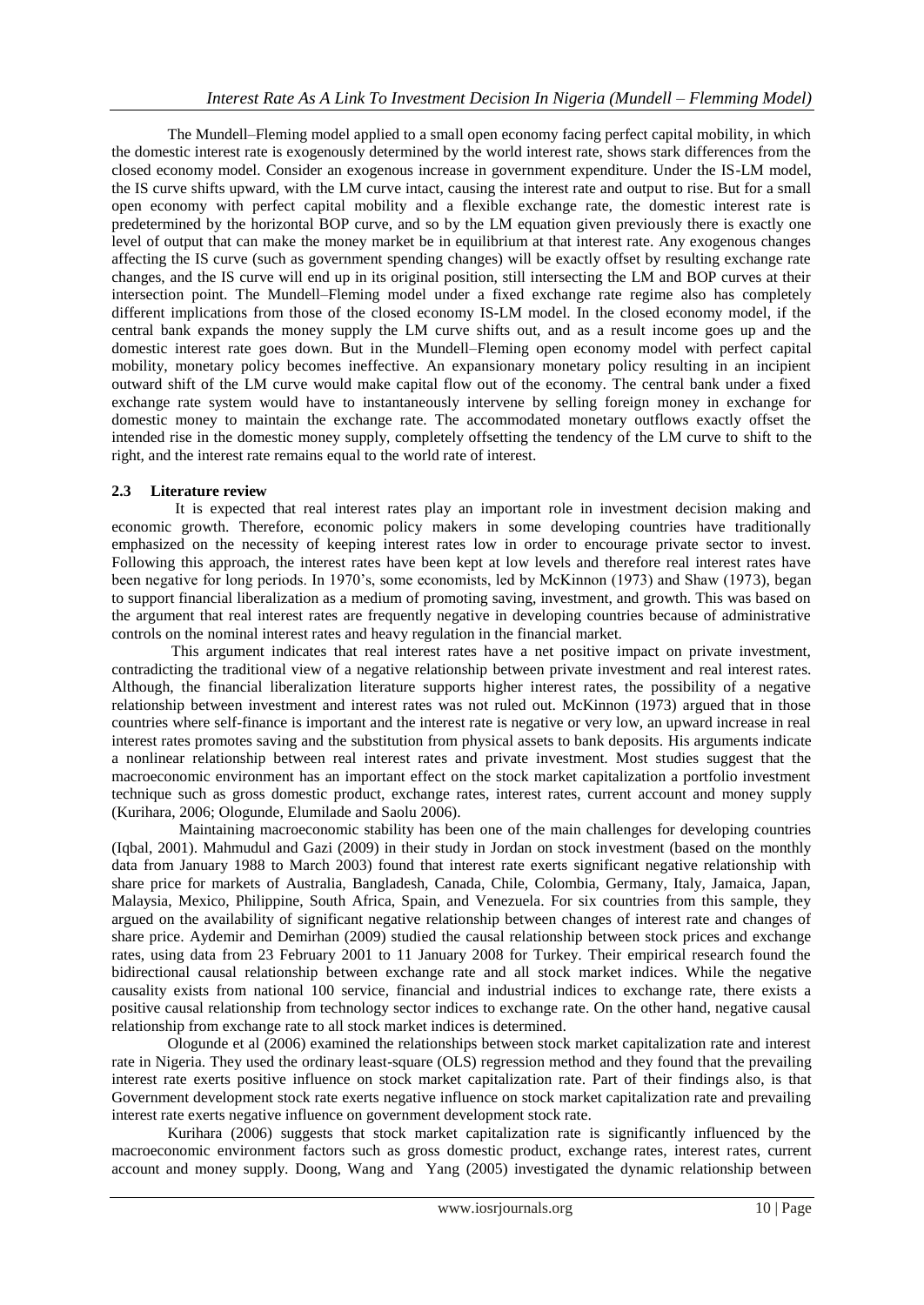The Mundell–Fleming model applied to a small open economy facing perfect capital mobility, in which the domestic interest rate is exogenously determined by the world interest rate, shows stark differences from the closed economy model. Consider an exogenous increase in government expenditure. Under the IS-LM model, the IS curve shifts upward, with the LM curve intact, causing the interest rate and output to rise. But for a small open economy with perfect capital mobility and a flexible exchange rate, the domestic interest rate is predetermined by the horizontal BOP curve, and so by the LM equation given previously there is exactly one level of output that can make the money market be in equilibrium at that interest rate. Any exogenous changes affecting the IS curve (such as government spending changes) will be exactly offset by resulting exchange rate changes, and the IS curve will end up in its original position, still intersecting the LM and BOP curves at their intersection point. The Mundell–Fleming model under a fixed exchange rate regime also has completely different implications from those of the closed economy IS-LM model. In the closed economy model, if the central bank expands the money supply the LM curve shifts out, and as a result income goes up and the domestic interest rate goes down. But in the Mundell–Fleming open economy model with perfect capital mobility, monetary policy becomes ineffective. An expansionary monetary policy resulting in an incipient outward shift of the LM curve would make capital flow out of the economy. The central bank under a fixed exchange rate system would have to instantaneously intervene by selling foreign money in exchange for domestic money to maintain the exchange rate. The accommodated monetary outflows exactly offset the intended rise in the domestic money supply, completely offsetting the tendency of the LM curve to shift to the right, and the interest rate remains equal to the world rate of interest.

### 2.3 Literature review

It is expected that real interest rates play an important role in investment decision making and economic growth. Therefore, economic policy makers in some developing countries have traditionally emphasized on the necessity of keeping interest rates low in order to encourage private sector to invest. Following this approach, the interest rates have been kept at low levels and therefore real interest rates have been negative for long periods. In 1970's, some economists, led by McKinnon (1973) and Shaw (1973), began to support financial liberalization as a medium of promoting saving, investment, and growth. This was based on the argument that real interest rates are frequently negative in developing countries because of administrative controls on the nominal interest rates and heavy regulation in the financial market.

This argument indicates that real interest rates have a net positive impact on private investment, contradicting the traditional view of a negative relationship between private investment and real interest rates. Although, the financial liberalization literature supports higher interest rates, the possibility of a negative relationship between investment and interest rates was not ruled out. McKinnon (1973) argued that in those countries where self-finance is important and the interest rate is negative or very low, an upward increase in real interest rates promotes saving and the substitution from physical assets to bank deposits. His arguments indicate a nonlinear relationship between real interest rates and private investment. Most studies suggest that the macroeconomic environment has an important effect on the stock market capitalization a portfolio investment technique such as gross domestic product, exchange rates, interest rates, current account and money supply (Kurihara, 2006; Ologunde, Elumilade and Saolu 2006).

Maintaining macroeconomic stability has been one of the main challenges for developing countries (Iqbal, 2001). Mahmudul and Gazi (2009) in their study in Jordan on stock investment (based on the monthly data from January 1988 to March 2003) found that interest rate exerts significant negative relationship with share price for markets of Australia, Bangladesh, Canada, Chile, Colombia, Germany, Italy, Jamaica, Japan, Malaysia, Mexico, Philippine, South Africa, Spain, and Venezuela. For six countries from this sample, they argued on the availability of significant negative relationship between changes of interest rate and changes of share price. Aydemir and Demirhan (2009) studied the causal relationship between stock prices and exchange rates, using data from 23 February 2001 to 11 January 2008 for Turkey. Their empirical research found the bidirectional causal relationship between exchange rate and all stock market indices. While the negative causality exists from national 100 service, financial and industrial indices to exchange rate, there exists a positive causal relationship from technology sector indices to exchange rate. On the other hand, negative causal relationship from exchange rate to all stock market indices is determined.

Ologunde et al (2006) examined the relationships between stock market capitalization rate and interest rate in Nigeria. They used the ordinary least-square (OLS) regression method and they found that the prevailing interest rate exerts positive influence on stock market capitalization rate. Part of their findings also, is that Government development stock rate exerts negative influence on stock market capitalization rate and prevailing interest rate exerts negative influence on government development stock rate.

Kurihara (2006) suggests that stock market capitalization rate is significantly influenced by the macroeconomic environment factors such as gross domestic product, exchange rates, interest rates, current account and money supply. Doong, Wang and Yang (2005) investigated the dynamic relationship between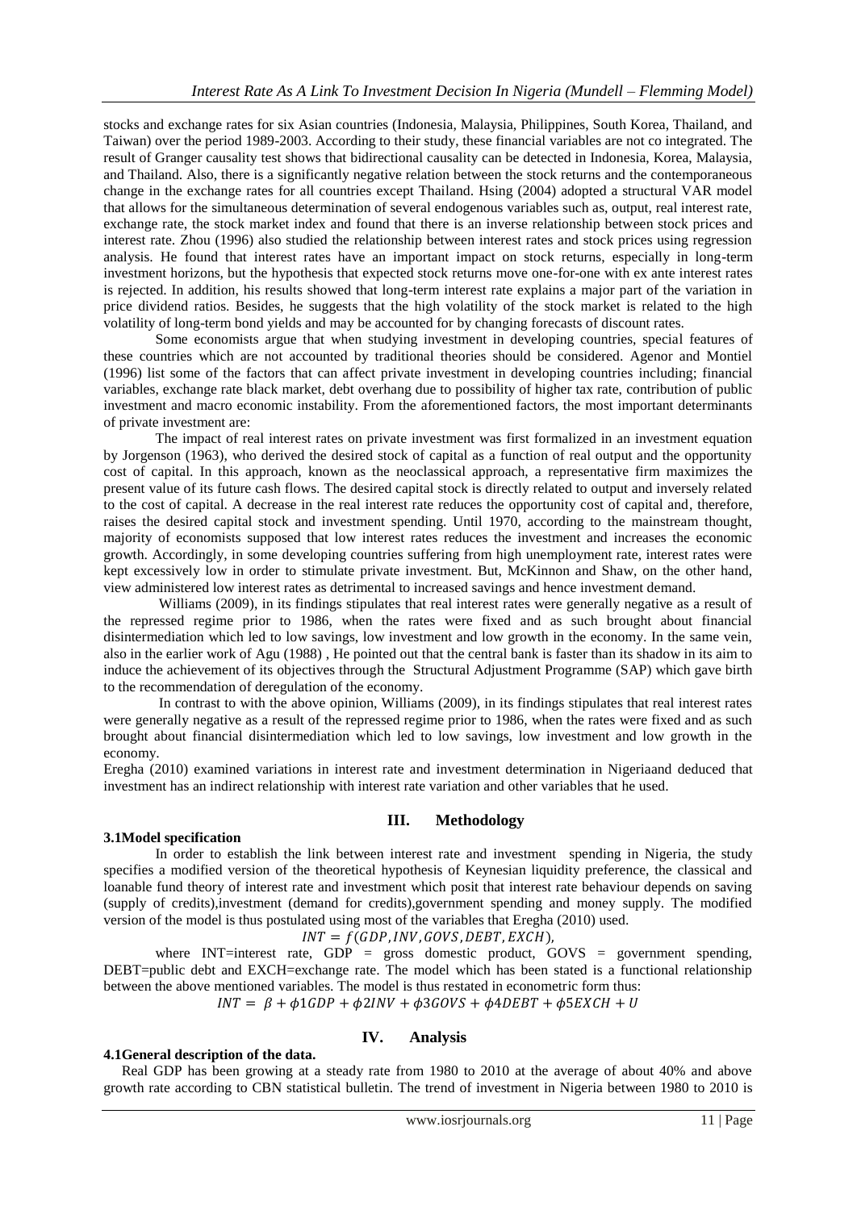stocks and exchange rates for six Asian countries (Indonesia, Malaysia, Philippines, South Korea, Thailand, and Taiwan) over the period 1989-2003. According to their study, these financial variables are not co integrated. The result of Granger causality test shows that bidirectional causality can be detected in Indonesia, Korea, Malaysia, and Thailand. Also, there is a significantly negative relation between the stock returns and the contemporaneous change in the exchange rates for all countries except Thailand. Hsing (2004) adopted a structural VAR model that allows for the simultaneous determination of several endogenous variables such as, output, real interest rate, exchange rate, the stock market index and found that there is an inverse relationship between stock prices and interest rate. Zhou (1996) also studied the relationship between interest rates and stock prices using regression analysis. He found that interest rates have an important impact on stock returns, especially in long-term investment horizons, but the hypothesis that expected stock returns move one-for-one with ex ante interest rates is rejected. In addition, his results showed that long-term interest rate explains a major part of the variation in price dividend ratios. Besides, he suggests that the high volatility of the stock market is related to the high volatility of long-term bond yields and may be accounted for by changing forecasts of discount rates.

Some economists argue that when studying investment in developing countries, special features of these countries which are not accounted by traditional theories should be considered. Agenor and Montiel (1996) list some of the factors that can affect private investment in developing countries including; financial variables, exchange rate black market, debt overhang due to possibility of higher tax rate, contribution of public investment and macro economic instability. From the aforementioned factors, the most important determinants of private investment are:

The impact of real interest rates on private investment was first formalized in an investment equation by Jorgenson (1963), who derived the desired stock of capital as a function of real output and the opportunity cost of capital. In this approach, known as the neoclassical approach, a representative firm maximizes the present value of its future cash flows. The desired capital stock is directly related to output and inversely related to the cost of capital. A decrease in the real interest rate reduces the opportunity cost of capital and, therefore, raises the desired capital stock and investment spending. Until 1970, according to the mainstream thought, majority of economists supposed that low interest rates reduces the investment and increases the economic growth. Accordingly, in some developing countries suffering from high unemployment rate, interest rates were kept excessively low in order to stimulate private investment. But, McKinnon and Shaw, on the other hand, view administered low interest rates as detrimental to increased savings and hence investment demand.

Williams (2009), in its findings stipulates that real interest rates were generally negative as a result of the repressed regime prior to 1986, when the rates were fixed and as such brought about financial disintermediation which led to low savings, low investment and low growth in the economy. In the same vein, also in the earlier work of Agu (1988) , He pointed out that the central bank is faster than its shadow in its aim to induce the achievement of its objectives through the Structural Adjustment Programme (SAP) which gave birth to the recommendation of deregulation of the economy.

In contrast to with the above opinion, Williams (2009), in its findings stipulates that real interest rates were generally negative as a result of the repressed regime prior to 1986, when the rates were fixed and as such brought about financial disintermediation which led to low savings, low investment and low growth in the economy.

Eregha (2010) examined variations in interest rate and investment determination in Nigeriaand deduced that investment has an indirect relationship with interest rate variation and other variables that he used.

## III. Methodology

### 3.1Model specification

In order to establish the link between interest rate and investment spending in Nigeria, the study specifies a modified version of the theoretical hypothesis of Keynesian liquidity preference, the classical and loanable fund theory of interest rate and investment which posit that interest rate behaviour depends on saving (supply of credits),investment (demand for credits),government spending and money supply. The modified version of the model is thus postulated using most of the variables that Eregha (2010) used.

$$INT = f(GDP, INV, GOVS, DEBT, EXCH),$$

where INT=interest rate, GDP = gross domestic product, GOVS = government spending, DEBT=public debt and EXCH=exchange rate. The model which has been stated is a functional relationship between the above mentioned variables. The model is thus restated in econometric form thus:

$$INT = \beta + \phi 1GDP + \phi 2INV + \phi 3GOVS + \phi 4DEBT + \phi 5EXCH + U$$

## IV. Analysis

### 4.1General description of the data.

Real GDP has been growing at a steady rate from 1980 to 2010 at the average of about 40% and above growth rate according to CBN statistical bulletin. The trend of investment in Nigeria between 1980 to 2010 is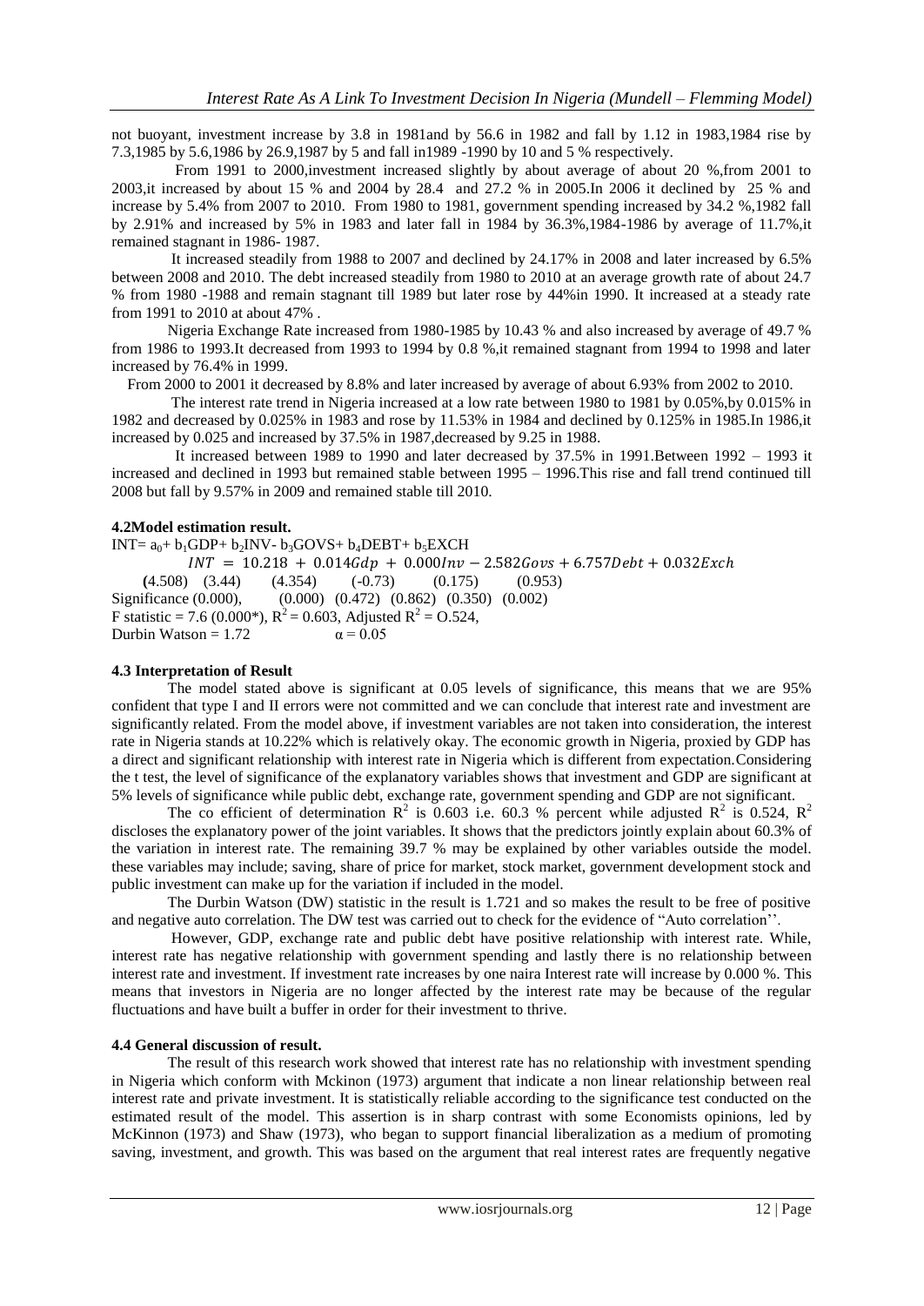not buoyant, investment increase by 3.8 in 1981and by 56.6 in 1982 and fall by 1.12 in 1983,1984 rise by 7.3,1985 by 5.6,1986 by 26.9,1987 by 5 and fall in1989 -1990 by 10 and 5 % respectively.

From 1991 to 2000,investment increased slightly by about average of about 20 %,from 2001 to 2003,it increased by about 15 % and 2004 by 28.4 and 27.2 % in 2005.In 2006 it declined by 25 % and increase by 5.4% from 2007 to 2010. From 1980 to 1981, government spending increased by 34.2 %,1982 fall by 2.91% and increased by 5% in 1983 and later fall in 1984 by 36.3%,1984-1986 by average of 11.7%,it remained stagnant in 1986- 1987.

It increased steadily from 1988 to 2007 and declined by 24.17% in 2008 and later increased by 6.5% between 2008 and 2010. The debt increased steadily from 1980 to 2010 at an average growth rate of about 24.7 % from 1980 -1988 and remain stagnant till 1989 but later rose by 44%in 1990. It increased at a steady rate from 1991 to 2010 at about 47% .

Nigeria Exchange Rate increased from 1980-1985 by 10.43 % and also increased by average of 49.7 % from 1986 to 1993.It decreased from 1993 to 1994 by 0.8 %,it remained stagnant from 1994 to 1998 and later increased by 76.4% in 1999.

From 2000 to 2001 it decreased by 8.8% and later increased by average of about 6.93% from 2002 to 2010.

The interest rate trend in Nigeria increased at a low rate between 1980 to 1981 by 0.05%,by 0.015% in 1982 and decreased by 0.025% in 1983 and rose by 11.53% in 1984 and declined by 0.125% in 1985.In 1986,it increased by 0.025 and increased by 37.5% in 1987,decreased by 9.25 in 1988.

It increased between 1989 to 1990 and later decreased by 37.5% in 1991.Between 1992 – 1993 it increased and declined in 1993 but remained stable between 1995 – 1996.This rise and fall trend continued till 2008 but fall by 9.57% in 2009 and remained stable till 2010.

### 4.2Model estimation result.

$INT = a_0 + b_1GDP + b_2INV - b_3GOVS + b_4DEBT + b_5EXCH$

$$INT = 10.218 + 0.014Gdp + 0.000Inv - 2.582Govs + 6.757Debt + 0.032Exch$$

(4.508) (3.44) (4.354) (-0.73) (0.175) (0.953)

Significance (0.000), (0.000) (0.472) (0.862) (0.350) (0.002)

F statistic = 7.6 (0.000*), $R^2 = 0.603$, Adjusted $R^2$ = O.524,

Durbin Watson = 1.72 $\alpha = 0.05$

### 4.3 Interpretation of Result

The model stated above is significant at 0.05 levels of significance, this means that we are 95% confident that type I and II errors were not committed and we can conclude that interest rate and investment are significantly related. From the model above, if investment variables are not taken into consideration, the interest rate in Nigeria stands at 10.22% which is relatively okay. The economic growth in Nigeria, proxied by GDP has a direct and significant relationship with interest rate in Nigeria which is different from expectation.Considering the t test, the level of significance of the explanatory variables shows that investment and GDP are significant at 5% levels of significance while public debt, exchange rate, government spending and GDP are not significant.

The co efficient of determination $R^2$ is 0.603 i.e. 60.3 % percent while adjusted $R^2$ is 0.524, $R^2$ discloses the explanatory power of the joint variables. It shows that the predictors jointly explain about 60.3% of the variation in interest rate. The remaining 39.7 % may be explained by other variables outside the model. these variables may include; saving, share of price for market, stock market, government development stock and public investment can make up for the variation if included in the model.

The Durbin Watson (DW) statistic in the result is 1.721 and so makes the result to be free of positive and negative auto correlation. The DW test was carried out to check for the evidence of "Auto correlation''.

However, GDP, exchange rate and public debt have positive relationship with interest rate. While, interest rate has negative relationship with government spending and lastly there is no relationship between interest rate and investment. If investment rate increases by one naira Interest rate will increase by 0.000 %. This means that investors in Nigeria are no longer affected by the interest rate may be because of the regular fluctuations and have built a buffer in order for their investment to thrive.

### 4.4 General discussion of result.

The result of this research work showed that interest rate has no relationship with investment spending in Nigeria which conform with Mckinon (1973) argument that indicate a non linear relationship between real interest rate and private investment. It is statistically reliable according to the significance test conducted on the estimated result of the model. This assertion is in sharp contrast with some Economists opinions, led by McKinnon (1973) and Shaw (1973), who began to support financial liberalization as a medium of promoting saving, investment, and growth. This was based on the argument that real interest rates are frequently negative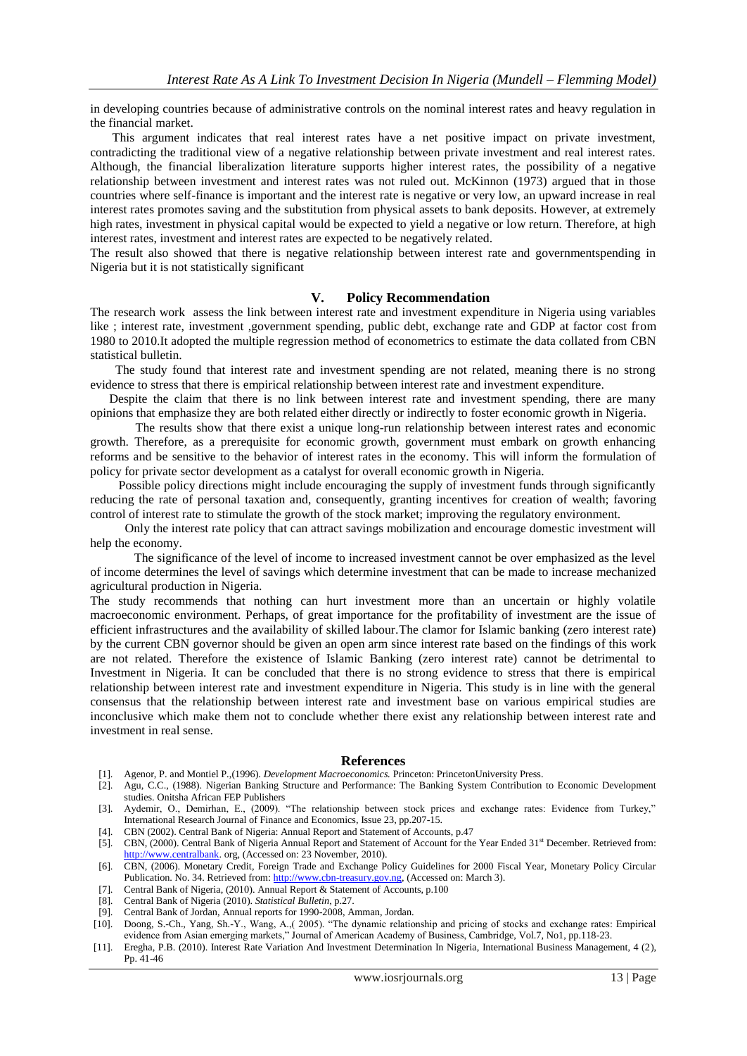in developing countries because of administrative controls on the nominal interest rates and heavy regulation in the financial market.

This argument indicates that real interest rates have a net positive impact on private investment, contradicting the traditional view of a negative relationship between private investment and real interest rates. Although, the financial liberalization literature supports higher interest rates, the possibility of a negative relationship between investment and interest rates was not ruled out. McKinnon (1973) argued that in those countries where self-finance is important and the interest rate is negative or very low, an upward increase in real interest rates promotes saving and the substitution from physical assets to bank deposits. However, at extremely high rates, investment in physical capital would be expected to yield a negative or low return. Therefore, at high interest rates, investment and interest rates are expected to be negatively related.

The result also showed that there is negative relationship between interest rate and governmentspending in Nigeria but it is not statistically significant

## V. Policy Recommendation

The research work assess the link between interest rate and investment expenditure in Nigeria using variables like ; interest rate, investment ,government spending, public debt, exchange rate and GDP at factor cost from 1980 to 2010.It adopted the multiple regression method of econometrics to estimate the data collated from CBN statistical bulletin.

The study found that interest rate and investment spending are not related, meaning there is no strong evidence to stress that there is empirical relationship between interest rate and investment expenditure.

Despite the claim that there is no link between interest rate and investment spending, there are many opinions that emphasize they are both related either directly or indirectly to foster economic growth in Nigeria.

The results show that there exist a unique long-run relationship between interest rates and economic growth. Therefore, as a prerequisite for economic growth, government must embark on growth enhancing reforms and be sensitive to the behavior of interest rates in the economy. This will inform the formulation of policy for private sector development as a catalyst for overall economic growth in Nigeria.

Possible policy directions might include encouraging the supply of investment funds through significantly reducing the rate of personal taxation and, consequently, granting incentives for creation of wealth; favoring control of interest rate to stimulate the growth of the stock market; improving the regulatory environment.

Only the interest rate policy that can attract savings mobilization and encourage domestic investment will help the economy.

The significance of the level of income to increased investment cannot be over emphasized as the level of income determines the level of savings which determine investment that can be made to increase mechanized agricultural production in Nigeria.

The study recommends that nothing can hurt investment more than an uncertain or highly volatile macroeconomic environment. Perhaps, of great importance for the profitability of investment are the issue of efficient infrastructures and the availability of skilled labour.The clamor for Islamic banking (zero interest rate) by the current CBN governor should be given an open arm since interest rate based on the findings of this work are not related. Therefore the existence of Islamic Banking (zero interest rate) cannot be detrimental to Investment in Nigeria. It can be concluded that there is no strong evidence to stress that there is empirical relationship between interest rate and investment expenditure in Nigeria. This study is in line with the general consensus that the relationship between interest rate and investment base on various empirical studies are inconclusive which make them not to conclude whether there exist any relationship between interest rate and investment in real sense.

## References

[1]. Agenor, P. and Montiel P.,(1996). *Development Macroeconomics.* Princeton: PrincetonUniversity Press.

[2]. Agu, C.C., (1988). Nigerian Banking Structure and Performance: The Banking System Contribution to Economic Development studies. Onitsha African FEP Publishers

[3]. Aydemir, O., Demirhan, E., (2009). "The relationship between stock prices and exchange rates: Evidence from Turkey," International Research Journal of Finance and Economics, Issue 23, pp.207-15.

[4]. CBN (2002). Central Bank of Nigeria: Annual Report and Statement of Accounts, p.47

[5]. CBN, (2000). Central Bank of Nigeria Annual Report and Statement of Account for the Year Ended 31st December. Retrieved from: http://www.centralbank. org, (Accessed on: 23 November, 2010).

[6]. CBN, (2006). Monetary Credit, Foreign Trade and Exchange Policy Guidelines for 2000 Fiscal Year, Monetary Policy Circular Publication. No. 34. Retrieved from: http://www.cbn-treasury.gov.ng, (Accessed on: March 3).

[7]. Central Bank of Nigeria, (2010). Annual Report & Statement of Accounts, p.100

[8]. Central Bank of Nigeria (2010). *Statistical Bulletin*, p.27.

[9]. Central Bank of Jordan, Annual reports for 1990-2008, Amman, Jordan.

[10]. Doong, S.-Ch., Yang, Sh.-Y., Wang, A.,( 2005). "The dynamic relationship and pricing of stocks and exchange rates: Empirical evidence from Asian emerging markets," Journal of American Academy of Business, Cambridge, Vol.7, No1, pp.118-23.

[11]. Eregha, P.B. (2010). Interest Rate Variation And Investment Determination In Nigeria, International Business Management, 4 (2), Pp. 41-46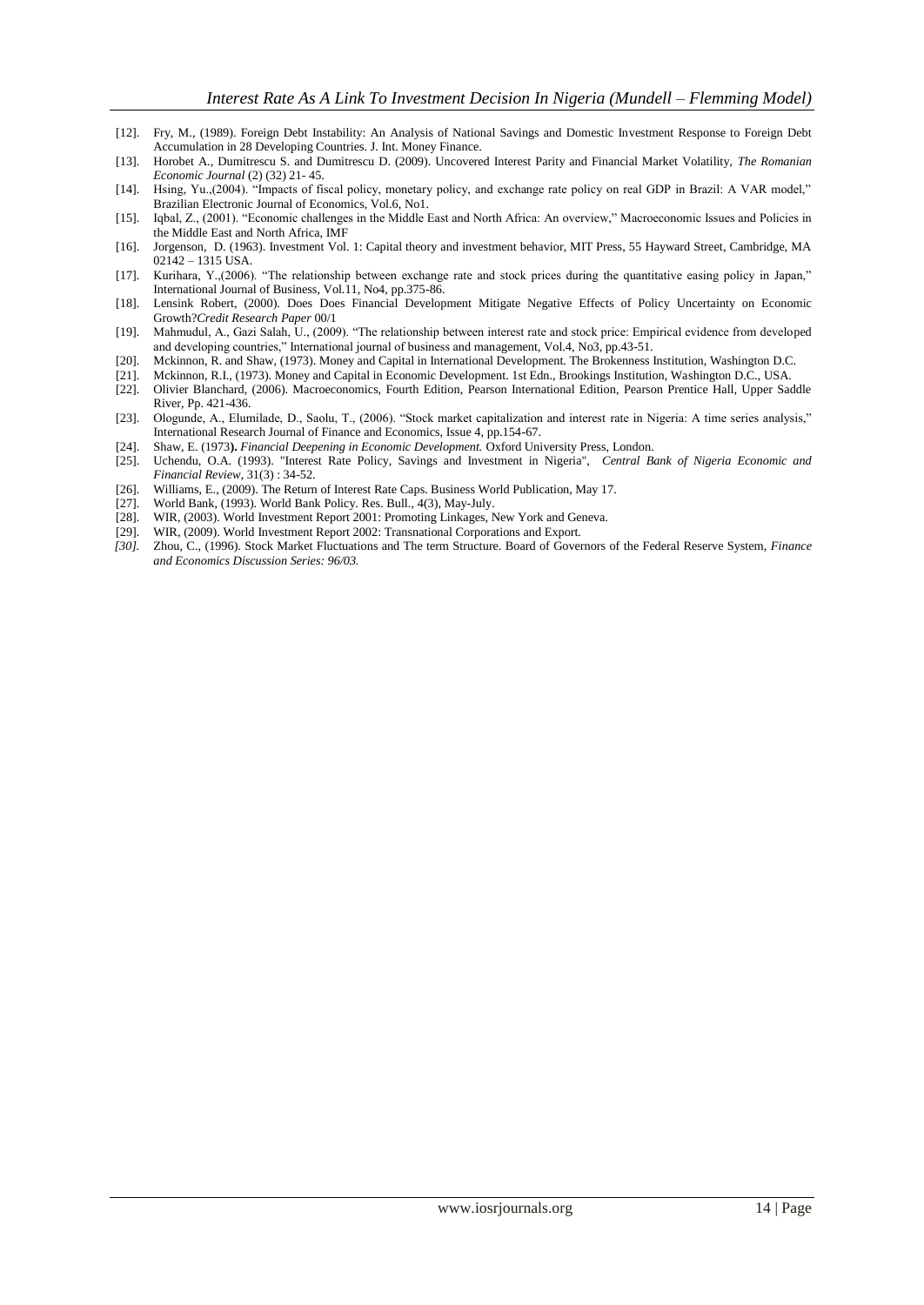[12]. Fry, M., (1989). Foreign Debt Instability: An Analysis of National Savings and Domestic Investment Response to Foreign Debt Accumulation in 28 Developing Countries. J. Int. Money Finance.

[13]. Horobet A., Dumitrescu S. and Dumitrescu D. (2009). Uncovered Interest Parity and Financial Market Volatility, *The Romanian Economic Journal* (2) (32) 21- 45.

[14]. Hsing, Yu.,(2004). "Impacts of fiscal policy, monetary policy, and exchange rate policy on real GDP in Brazil: A VAR model," Brazilian Electronic Journal of Economics, Vol.6, No1.

[15]. Iqbal, Z., (2001). "Economic challenges in the Middle East and North Africa: An overview," Macroeconomic Issues and Policies in the Middle East and North Africa, IMF

[16]. Jorgenson, D. (1963). Investment Vol. 1: Capital theory and investment behavior, MIT Press, 55 Hayward Street, Cambridge, MA 02142 – 1315 USA.

[17]. Kurihara, Y.,(2006). "The relationship between exchange rate and stock prices during the quantitative easing policy in Japan," International Journal of Business, Vol.11, No4, pp.375-86.

[18]. Lensink Robert, (2000). Does Does Financial Development Mitigate Negative Effects of Policy Uncertainty on Economic Growth?*Credit Research Paper* 00/1

[19]. Mahmudul, A., Gazi Salah, U., (2009). "The relationship between interest rate and stock price: Empirical evidence from developed and developing countries," International journal of business and management, Vol.4, No3, pp.43-51.

[20]. Mckinnon, R. and Shaw, (1973). Money and Capital in International Development. The Brokenness Institution, Washington D.C.

[21]. Mckinnon, R.I., (1973). Money and Capital in Economic Development. 1st Edn., Brookings Institution, Washington D.C., USA.

[22]. Olivier Blanchard, (2006). Macroeconomics, Fourth Edition, Pearson International Edition, Pearson Prentice Hall, Upper Saddle River, Pp. 421-436.

[23]. Ologunde, A., Elumilade, D., Saolu, T., (2006). "Stock market capitalization and interest rate in Nigeria: A time series analysis," International Research Journal of Finance and Economics, Issue 4, pp.154-67.

[24]. Shaw, E. (1973**).** *Financial Deepening in Economic Development.* Oxford University Press, London.

[25]. Uchendu, O.A. (1993). "Interest Rate Policy, Savings and Investment in Nigeria", *Central Bank of Nigeria Economic and Financial Review*, 31(3) : 34-52.

[26]. Williams, E., (2009). The Return of Interest Rate Caps. Business World Publication, May 17.

[27]. World Bank, (1993). World Bank Policy. Res. Bull., 4(3), May-July.

[28]. WIR, (2003). World Investment Report 2001: Promoting Linkages, New York and Geneva.

[29]. WIR, (2009). World Investment Report 2002: Transnational Corporations and Export.

*[30].* Zhou, C., (1996). Stock Market Fluctuations and The term Structure. Board of Governors of the Federal Reserve System, *Finance and Economics Discussion Series: 96/03.*